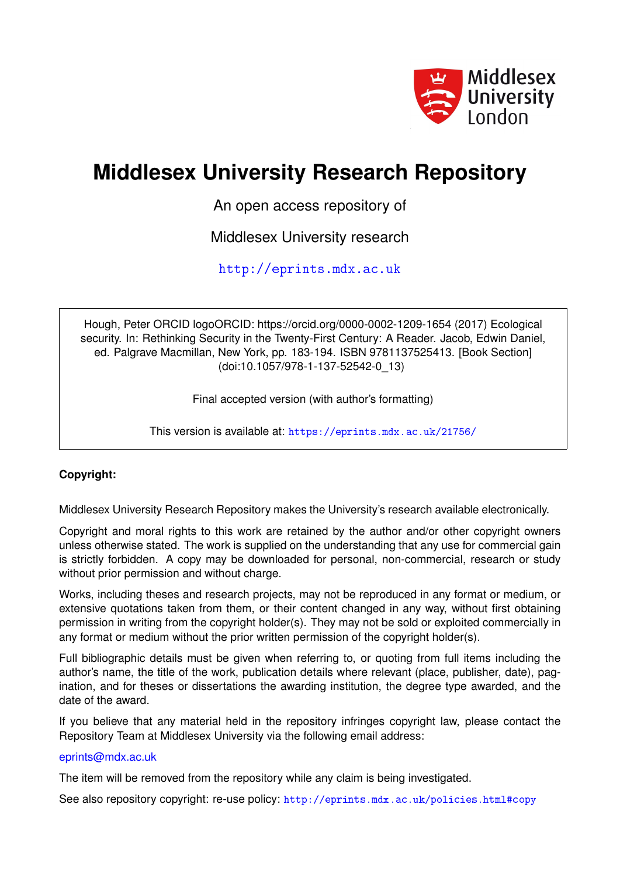Middlesex University London

# Middlesex University Research Repository

An open access repository of

Middlesex University research

http://eprints.mdx.ac.uk

Hough, Peter ORCID logoORCID: https://orcid.org/0000-0002-1209-1654 (2017) Ecological security. In: Rethinking Security in the Twenty-First Century: A Reader. Jacob, Edwin Daniel, ed. Palgrave Macmillan, New York, pp. 183-194. ISBN 9781137525413. [Book Section] (doi:10.1057/978-1-137-52542-0_13)

Final accepted version (with author's formatting)

This version is available at: https://eprints.mdx.ac.uk/21756/

**Copyright:**

Middlesex University Research Repository makes the University's research available electronically.

Copyright and moral rights to this work are retained by the author and/or other copyright owners unless otherwise stated. The work is supplied on the understanding that any use for commercial gain is strictly forbidden. A copy may be downloaded for personal, non-commercial, research or study without prior permission and without charge.

Works, including theses and research projects, may not be reproduced in any format or medium, or extensive quotations taken from them, or their content changed in any way, without first obtaining permission in writing from the copyright holder(s). They may not be sold or exploited commercially in any format or medium without the prior written permission of the copyright holder(s).

Full bibliographic details must be given when referring to, or quoting from full items including the author's name, the title of the work, publication details where relevant (place, publisher, date), pagination, and for theses or dissertations the awarding institution, the degree type awarded, and the date of the award.

If you believe that any material held in the repository infringes copyright law, please contact the Repository Team at Middlesex University via the following email address:

eprints@mdx.ac.uk

The item will be removed from the repository while any claim is being investigated.

See also repository copyright: re-use policy: http://eprints.mdx.ac.uk/policies.html#copy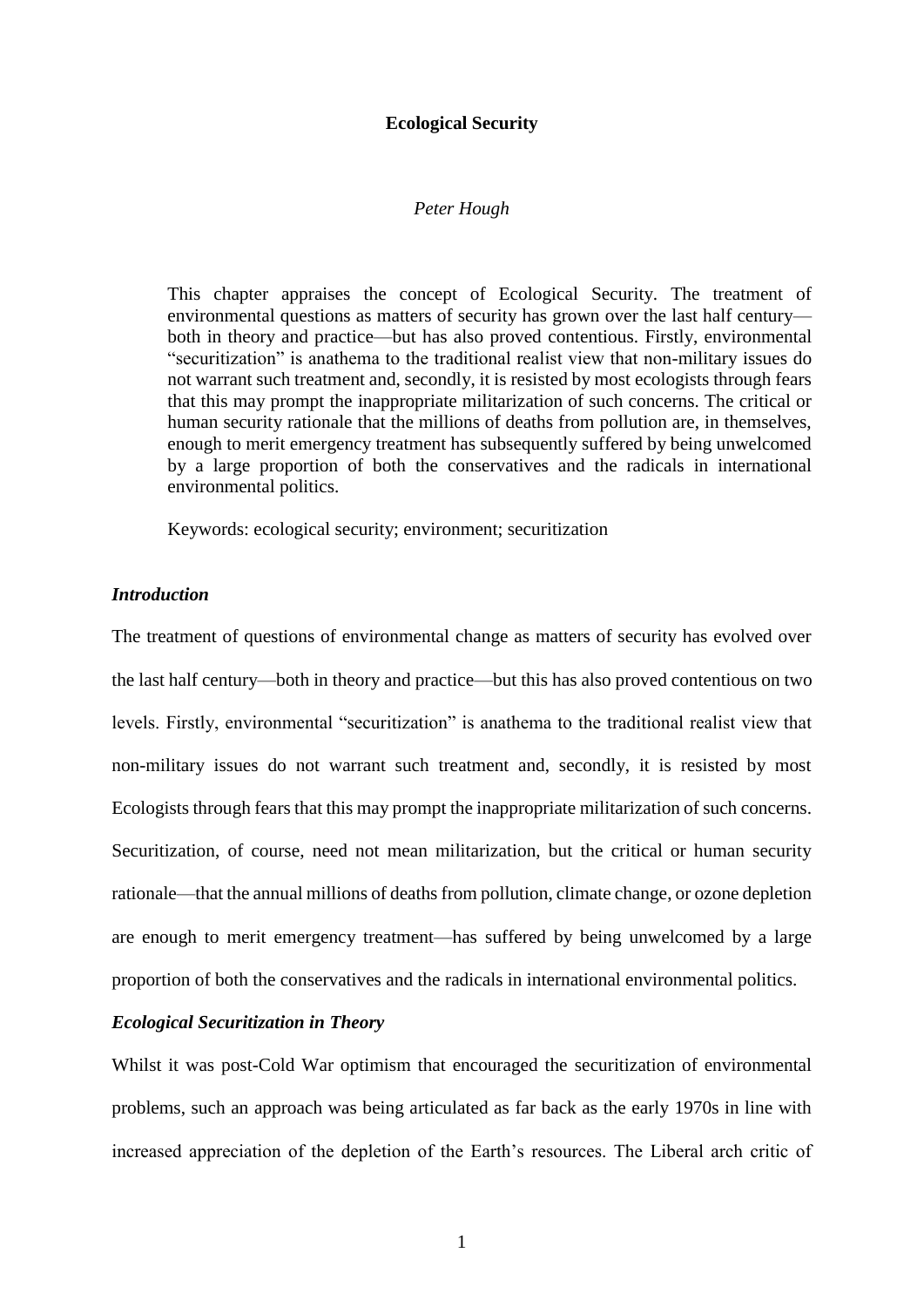**Ecological Security**

*Peter Hough*

> This chapter appraises the concept of Ecological Security. The treatment of environmental questions as matters of security has grown over the last half century—both in theory and practice—but has also proved contentious. Firstly, environmental "securitization" is anathema to the traditional realist view that non-military issues do not warrant such treatment and, secondly, it is resisted by most ecologists through fears that this may prompt the inappropriate militarization of such concerns. The critical or human security rationale that the millions of deaths from pollution are, in themselves, enough to merit emergency treatment has subsequently suffered by being unwelcomed by a large proportion of both the conservatives and the radicals in international environmental politics.
>
> Keywords: ecological security; environment; securitization

### *Introduction*

The treatment of questions of environmental change as matters of security has evolved over the last half century—both in theory and practice—but this has also proved contentious on two levels. Firstly, environmental "securitization" is anathema to the traditional realist view that non-military issues do not warrant such treatment and, secondly, it is resisted by most Ecologists through fears that this may prompt the inappropriate militarization of such concerns. Securitization, of course, need not mean militarization, but the critical or human security rationale—that the annual millions of deaths from pollution, climate change, or ozone depletion are enough to merit emergency treatment—has suffered by being unwelcomed by a large proportion of both the conservatives and the radicals in international environmental politics.

### *Ecological Securitization in Theory*

Whilst it was post-Cold War optimism that encouraged the securitization of environmental problems, such an approach was being articulated as far back as the early 1970s in line with increased appreciation of the depletion of the Earth's resources. The Liberal arch critic of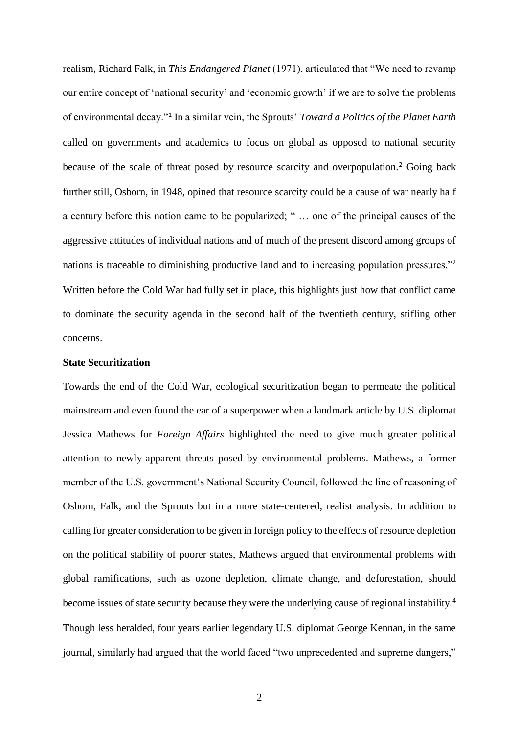realism, Richard Falk, in *This Endangered Planet* (1971), articulated that "We need to revamp our entire concept of 'national security' and 'economic growth' if we are to solve the problems of environmental decay."[1] In a similar vein, the Sprouts' *Toward a Politics of the Planet Earth* called on governments and academics to focus on global as opposed to national security because of the scale of threat posed by resource scarcity and overpopulation.[2] Going back further still, Osborn, in 1948, opined that resource scarcity could be a cause of war nearly half a century before this notion came to be popularized; " … one of the principal causes of the aggressive attitudes of individual nations and of much of the present discord among groups of nations is traceable to diminishing productive land and to increasing population pressures."[2] Written before the Cold War had fully set in place, this highlights just how that conflict came to dominate the security agenda in the second half of the twentieth century, stifling other concerns.

**State Securitization**

Towards the end of the Cold War, ecological securitization began to permeate the political mainstream and even found the ear of a superpower when a landmark article by U.S. diplomat Jessica Mathews for *Foreign Affairs* highlighted the need to give much greater political attention to newly-apparent threats posed by environmental problems. Mathews, a former member of the U.S. government's National Security Council, followed the line of reasoning of Osborn, Falk, and the Sprouts but in a more state-centered, realist analysis. In addition to calling for greater consideration to be given in foreign policy to the effects of resource depletion on the political stability of poorer states, Mathews argued that environmental problems with global ramifications, such as ozone depletion, climate change, and deforestation, should become issues of state security because they were the underlying cause of regional instability.[4] Though less heralded, four years earlier legendary U.S. diplomat George Kennan, in the same journal, similarly had argued that the world faced "two unprecedented and supreme dangers,"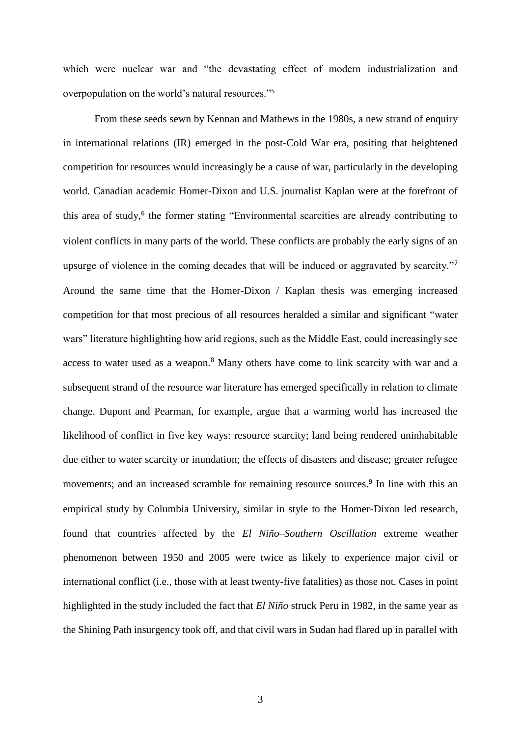which were nuclear war and "the devastating effect of modern industrialization and overpopulation on the world's natural resources."[5]

From these seeds sewn by Kennan and Mathews in the 1980s, a new strand of enquiry in international relations (IR) emerged in the post-Cold War era, positing that heightened competition for resources would increasingly be a cause of war, particularly in the developing world. Canadian academic Homer-Dixon and U.S. journalist Kaplan were at the forefront of this area of study,[6] the former stating "Environmental scarcities are already contributing to violent conflicts in many parts of the world. These conflicts are probably the early signs of an upsurge of violence in the coming decades that will be induced or aggravated by scarcity."[7] Around the same time that the Homer-Dixon / Kaplan thesis was emerging increased competition for that most precious of all resources heralded a similar and significant "water wars" literature highlighting how arid regions, such as the Middle East, could increasingly see access to water used as a weapon.[8] Many others have come to link scarcity with war and a subsequent strand of the resource war literature has emerged specifically in relation to climate change. Dupont and Pearman, for example, argue that a warming world has increased the likelihood of conflict in five key ways: resource scarcity; land being rendered uninhabitable due either to water scarcity or inundation; the effects of disasters and disease; greater refugee movements; and an increased scramble for remaining resource sources.[9] In line with this an empirical study by Columbia University, similar in style to the Homer-Dixon led research, found that countries affected by the *El Niño–Southern Oscillation* extreme weather phenomenon between 1950 and 2005 were twice as likely to experience major civil or international conflict (i.e., those with at least twenty-five fatalities) as those not. Cases in point highlighted in the study included the fact that *El Niño* struck Peru in 1982, in the same year as the Shining Path insurgency took off, and that civil wars in Sudan had flared up in parallel with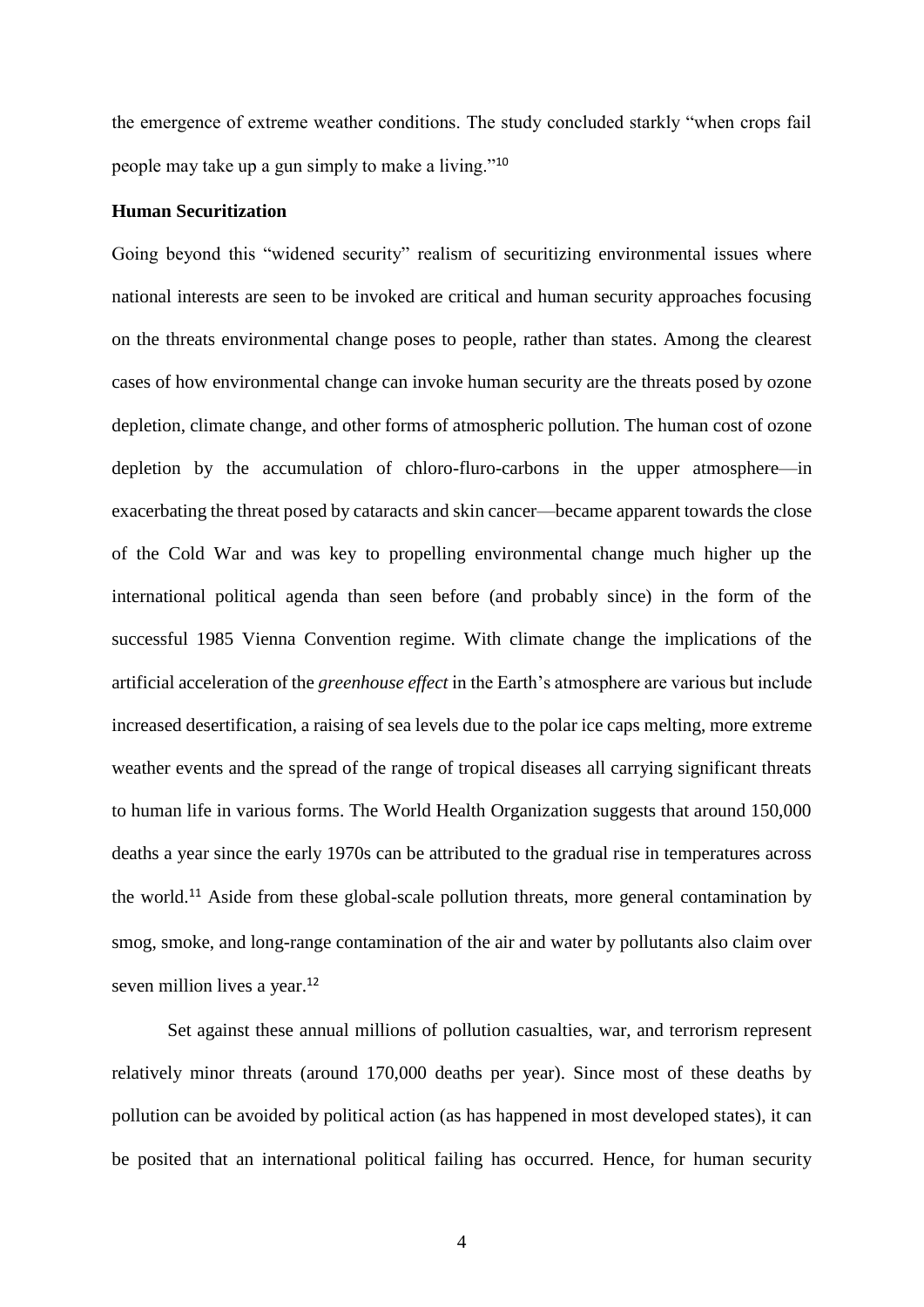the emergence of extreme weather conditions. The study concluded starkly "when crops fail people may take up a gun simply to make a living."[10]

**Human Securitization**

Going beyond this "widened security" realism of securitizing environmental issues where national interests are seen to be invoked are critical and human security approaches focusing on the threats environmental change poses to people, rather than states. Among the clearest cases of how environmental change can invoke human security are the threats posed by ozone depletion, climate change, and other forms of atmospheric pollution. The human cost of ozone depletion by the accumulation of chloro-fluro-carbons in the upper atmosphere—in exacerbating the threat posed by cataracts and skin cancer—became apparent towards the close of the Cold War and was key to propelling environmental change much higher up the international political agenda than seen before (and probably since) in the form of the successful 1985 Vienna Convention regime. With climate change the implications of the artificial acceleration of the *greenhouse effect* in the Earth's atmosphere are various but include increased desertification, a raising of sea levels due to the polar ice caps melting, more extreme weather events and the spread of the range of tropical diseases all carrying significant threats to human life in various forms. The World Health Organization suggests that around 150,000 deaths a year since the early 1970s can be attributed to the gradual rise in temperatures across the world.[11] Aside from these global-scale pollution threats, more general contamination by smog, smoke, and long-range contamination of the air and water by pollutants also claim over seven million lives a year.[12]

Set against these annual millions of pollution casualties, war, and terrorism represent relatively minor threats (around 170,000 deaths per year). Since most of these deaths by pollution can be avoided by political action (as has happened in most developed states), it can be posited that an international political failing has occurred. Hence, for human security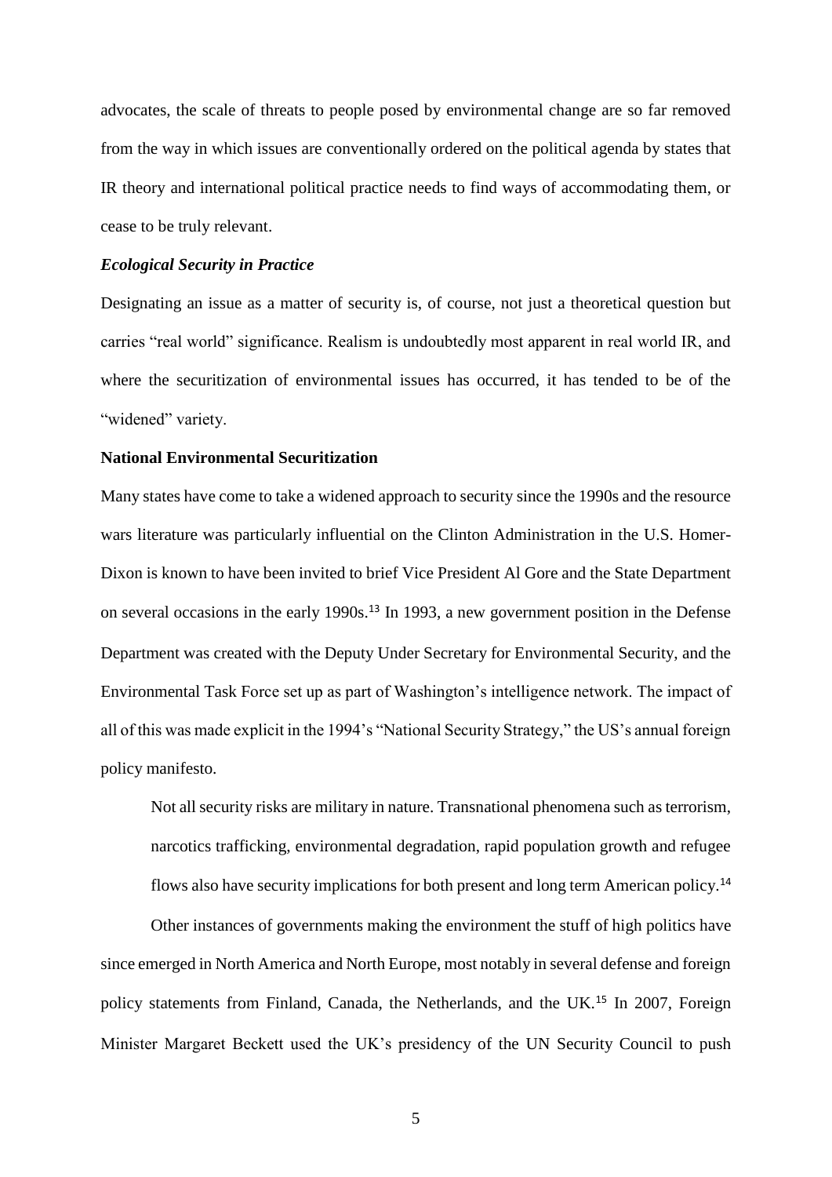advocates, the scale of threats to people posed by environmental change are so far removed from the way in which issues are conventionally ordered on the political agenda by states that IR theory and international political practice needs to find ways of accommodating them, or cease to be truly relevant.

### *Ecological Security in Practice*

Designating an issue as a matter of security is, of course, not just a theoretical question but carries "real world" significance. Realism is undoubtedly most apparent in real world IR, and where the securitization of environmental issues has occurred, it has tended to be of the "widened" variety.

#### National Environmental Securitization

Many states have come to take a widened approach to security since the 1990s and the resource wars literature was particularly influential on the Clinton Administration in the U.S. Homer-Dixon is known to have been invited to brief Vice President Al Gore and the State Department on several occasions in the early 1990s.[13] In 1993, a new government position in the Defense Department was created with the Deputy Under Secretary for Environmental Security, and the Environmental Task Force set up as part of Washington's intelligence network. The impact of all of this was made explicit in the 1994's "National Security Strategy," the US's annual foreign policy manifesto.

> Not all security risks are military in nature. Transnational phenomena such as terrorism, narcotics trafficking, environmental degradation, rapid population growth and refugee flows also have security implications for both present and long term American policy.[14]

Other instances of governments making the environment the stuff of high politics have since emerged in North America and North Europe, most notably in several defense and foreign policy statements from Finland, Canada, the Netherlands, and the UK.[15] In 2007, Foreign Minister Margaret Beckett used the UK's presidency of the UN Security Council to push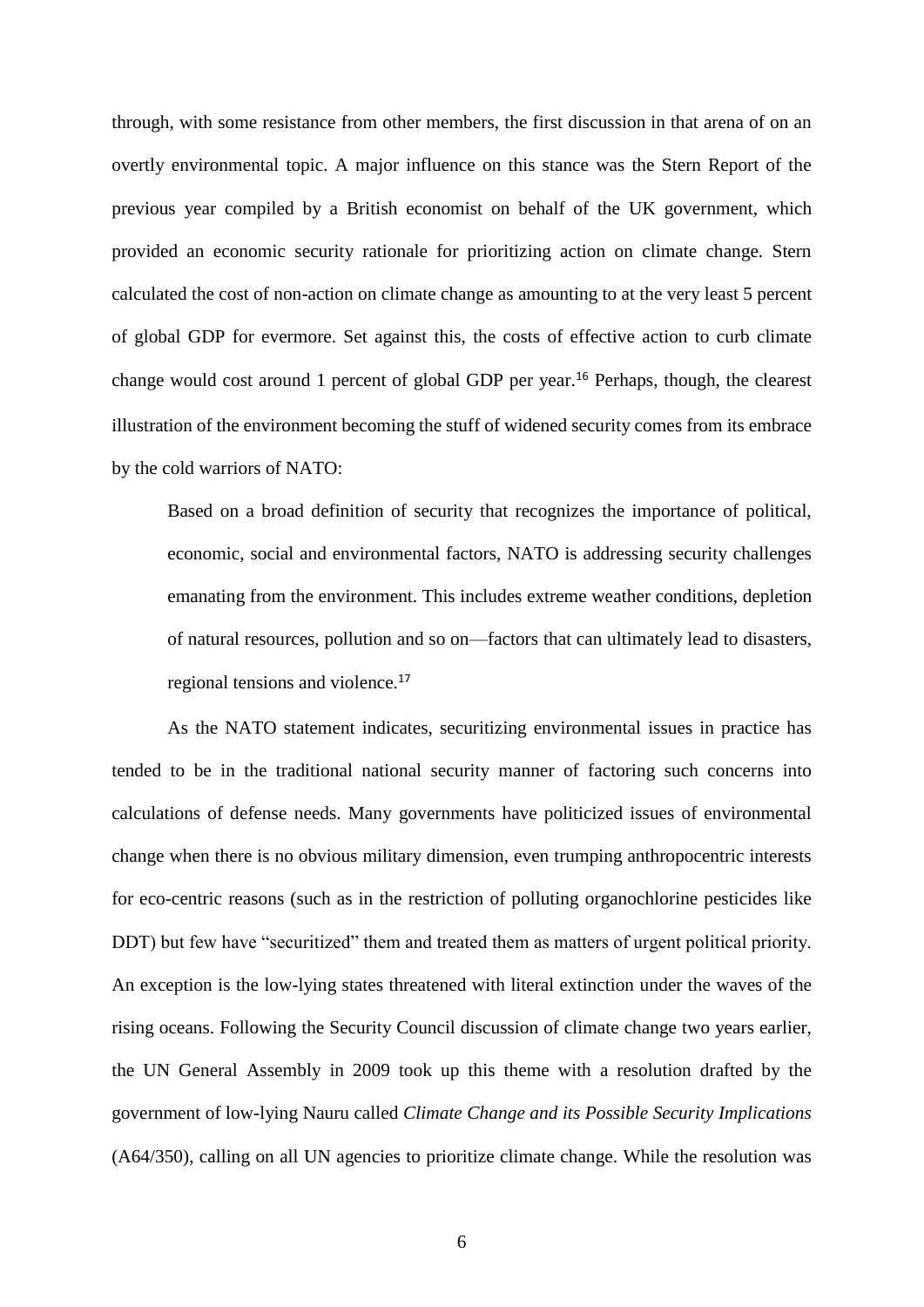through, with some resistance from other members, the first discussion in that arena of on an overtly environmental topic. A major influence on this stance was the Stern Report of the previous year compiled by a British economist on behalf of the UK government, which provided an economic security rationale for prioritizing action on climate change. Stern calculated the cost of non-action on climate change as amounting to at the very least 5 percent of global GDP for evermore. Set against this, the costs of effective action to curb climate change would cost around 1 percent of global GDP per year.[16] Perhaps, though, the clearest illustration of the environment becoming the stuff of widened security comes from its embrace by the cold warriors of NATO:

> Based on a broad definition of security that recognizes the importance of political, economic, social and environmental factors, NATO is addressing security challenges emanating from the environment. This includes extreme weather conditions, depletion of natural resources, pollution and so on—factors that can ultimately lead to disasters, regional tensions and violence.[17]

As the NATO statement indicates, securitizing environmental issues in practice has tended to be in the traditional national security manner of factoring such concerns into calculations of defense needs. Many governments have politicized issues of environmental change when there is no obvious military dimension, even trumping anthropocentric interests for eco-centric reasons (such as in the restriction of polluting organochlorine pesticides like DDT) but few have "securitized" them and treated them as matters of urgent political priority. An exception is the low-lying states threatened with literal extinction under the waves of the rising oceans. Following the Security Council discussion of climate change two years earlier, the UN General Assembly in 2009 took up this theme with a resolution drafted by the government of low-lying Nauru called *Climate Change and its Possible Security Implications* (A64/350), calling on all UN agencies to prioritize climate change. While the resolution was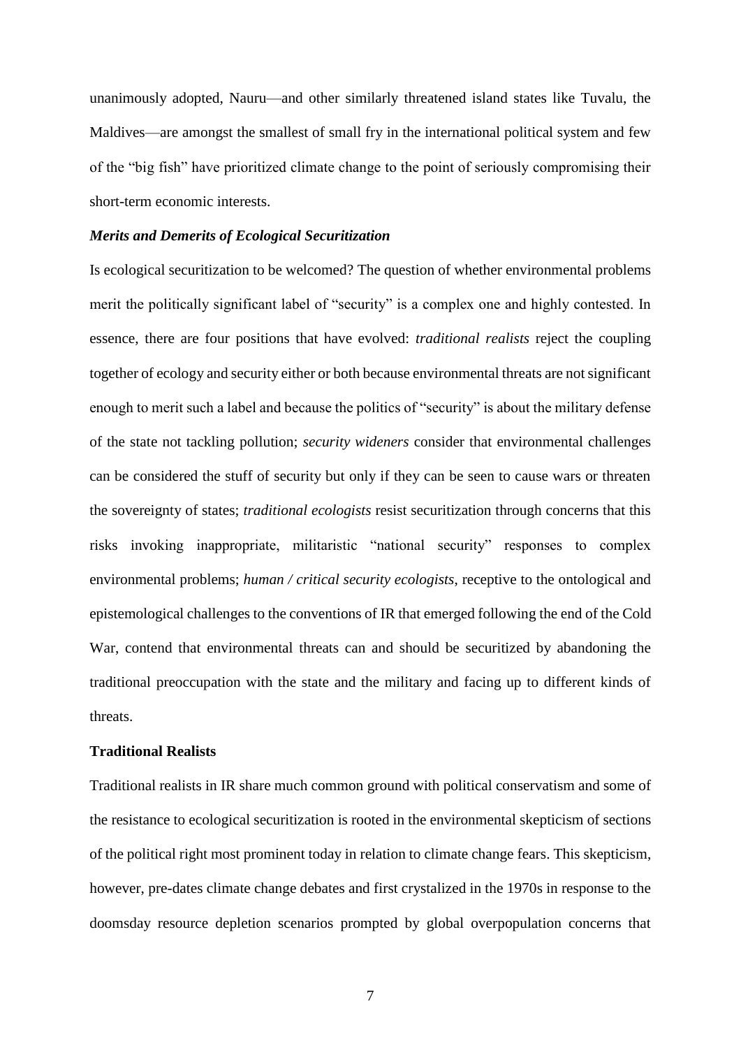unanimously adopted, Nauru—and other similarly threatened island states like Tuvalu, the Maldives—are amongst the smallest of small fry in the international political system and few of the "big fish" have prioritized climate change to the point of seriously compromising their short-term economic interests.

### *Merits and Demerits of Ecological Securitization*

Is ecological securitization to be welcomed? The question of whether environmental problems merit the politically significant label of "security" is a complex one and highly contested. In essence, there are four positions that have evolved: *traditional realists* reject the coupling together of ecology and security either or both because environmental threats are not significant enough to merit such a label and because the politics of "security" is about the military defense of the state not tackling pollution; *security wideners* consider that environmental challenges can be considered the stuff of security but only if they can be seen to cause wars or threaten the sovereignty of states; *traditional ecologists* resist securitization through concerns that this risks invoking inappropriate, militaristic "national security" responses to complex environmental problems; *human / critical security ecologists*, receptive to the ontological and epistemological challenges to the conventions of IR that emerged following the end of the Cold War, contend that environmental threats can and should be securitized by abandoning the traditional preoccupation with the state and the military and facing up to different kinds of threats.

#### **Traditional Realists**

Traditional realists in IR share much common ground with political conservatism and some of the resistance to ecological securitization is rooted in the environmental skepticism of sections of the political right most prominent today in relation to climate change fears. This skepticism, however, pre-dates climate change debates and first crystalized in the 1970s in response to the doomsday resource depletion scenarios prompted by global overpopulation concerns that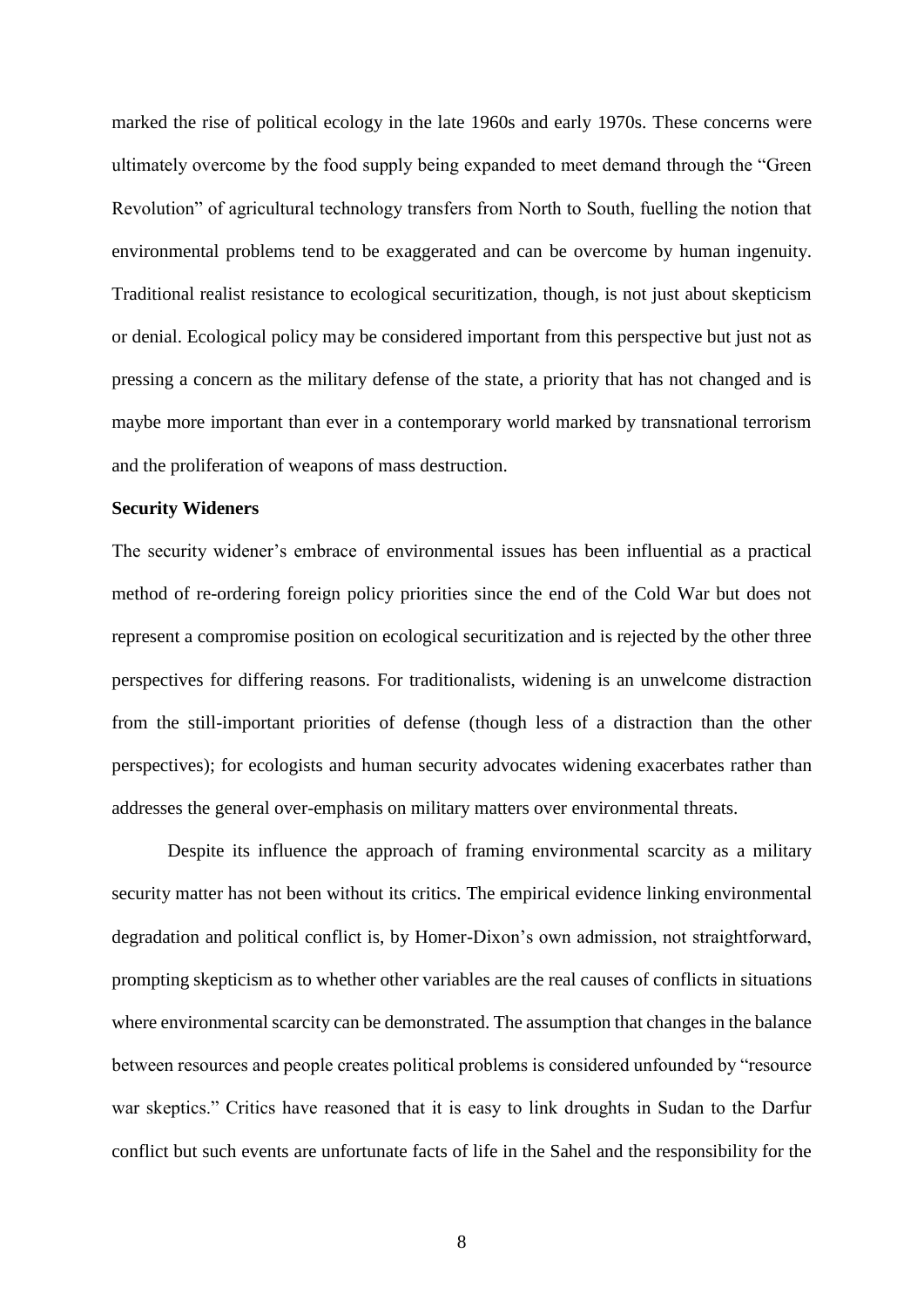marked the rise of political ecology in the late 1960s and early 1970s. These concerns were ultimately overcome by the food supply being expanded to meet demand through the "Green Revolution" of agricultural technology transfers from North to South, fuelling the notion that environmental problems tend to be exaggerated and can be overcome by human ingenuity. Traditional realist resistance to ecological securitization, though, is not just about skepticism or denial. Ecological policy may be considered important from this perspective but just not as pressing a concern as the military defense of the state, a priority that has not changed and is maybe more important than ever in a contemporary world marked by transnational terrorism and the proliferation of weapons of mass destruction.

**Security Wideners**

The security widener's embrace of environmental issues has been influential as a practical method of re-ordering foreign policy priorities since the end of the Cold War but does not represent a compromise position on ecological securitization and is rejected by the other three perspectives for differing reasons. For traditionalists, widening is an unwelcome distraction from the still-important priorities of defense (though less of a distraction than the other perspectives); for ecologists and human security advocates widening exacerbates rather than addresses the general over-emphasis on military matters over environmental threats.

Despite its influence the approach of framing environmental scarcity as a military security matter has not been without its critics. The empirical evidence linking environmental degradation and political conflict is, by Homer-Dixon's own admission, not straightforward, prompting skepticism as to whether other variables are the real causes of conflicts in situations where environmental scarcity can be demonstrated. The assumption that changes in the balance between resources and people creates political problems is considered unfounded by "resource war skeptics." Critics have reasoned that it is easy to link droughts in Sudan to the Darfur conflict but such events are unfortunate facts of life in the Sahel and the responsibility for the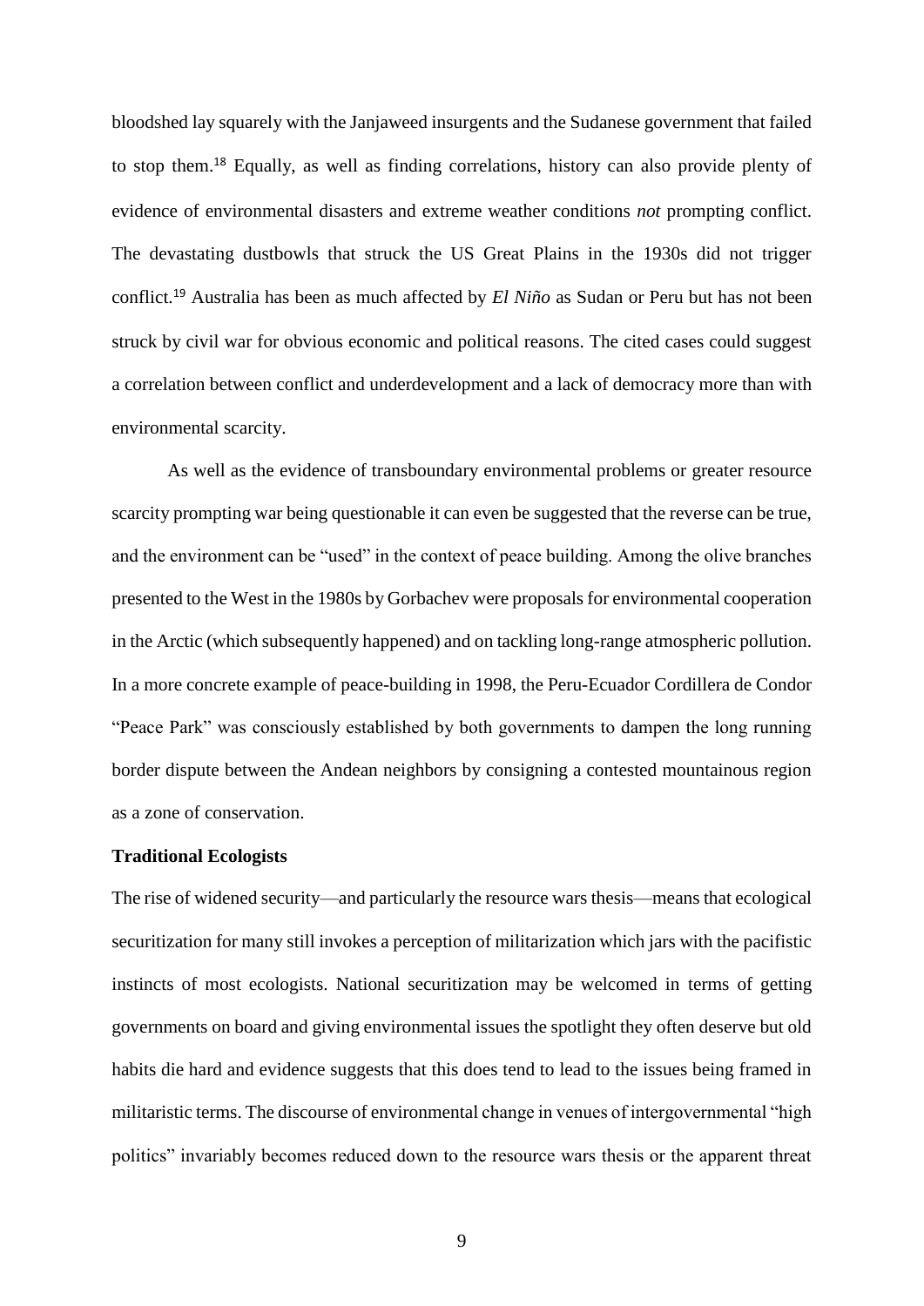bloodshed lay squarely with the Janjaweed insurgents and the Sudanese government that failed to stop them.[18] Equally, as well as finding correlations, history can also provide plenty of evidence of environmental disasters and extreme weather conditions *not* prompting conflict. The devastating dustbowls that struck the US Great Plains in the 1930s did not trigger conflict.[19] Australia has been as much affected by *El Niño* as Sudan or Peru but has not been struck by civil war for obvious economic and political reasons. The cited cases could suggest a correlation between conflict and underdevelopment and a lack of democracy more than with environmental scarcity.

As well as the evidence of transboundary environmental problems or greater resource scarcity prompting war being questionable it can even be suggested that the reverse can be true, and the environment can be "used" in the context of peace building. Among the olive branches presented to the West in the 1980s by Gorbachev were proposals for environmental cooperation in the Arctic (which subsequently happened) and on tackling long-range atmospheric pollution. In a more concrete example of peace-building in 1998, the Peru-Ecuador Cordillera de Condor "Peace Park" was consciously established by both governments to dampen the long running border dispute between the Andean neighbors by consigning a contested mountainous region as a zone of conservation.

**Traditional Ecologists**

The rise of widened security—and particularly the resource wars thesis—means that ecological securitization for many still invokes a perception of militarization which jars with the pacifistic instincts of most ecologists. National securitization may be welcomed in terms of getting governments on board and giving environmental issues the spotlight they often deserve but old habits die hard and evidence suggests that this does tend to lead to the issues being framed in militaristic terms. The discourse of environmental change in venues of intergovernmental "high politics" invariably becomes reduced down to the resource wars thesis or the apparent threat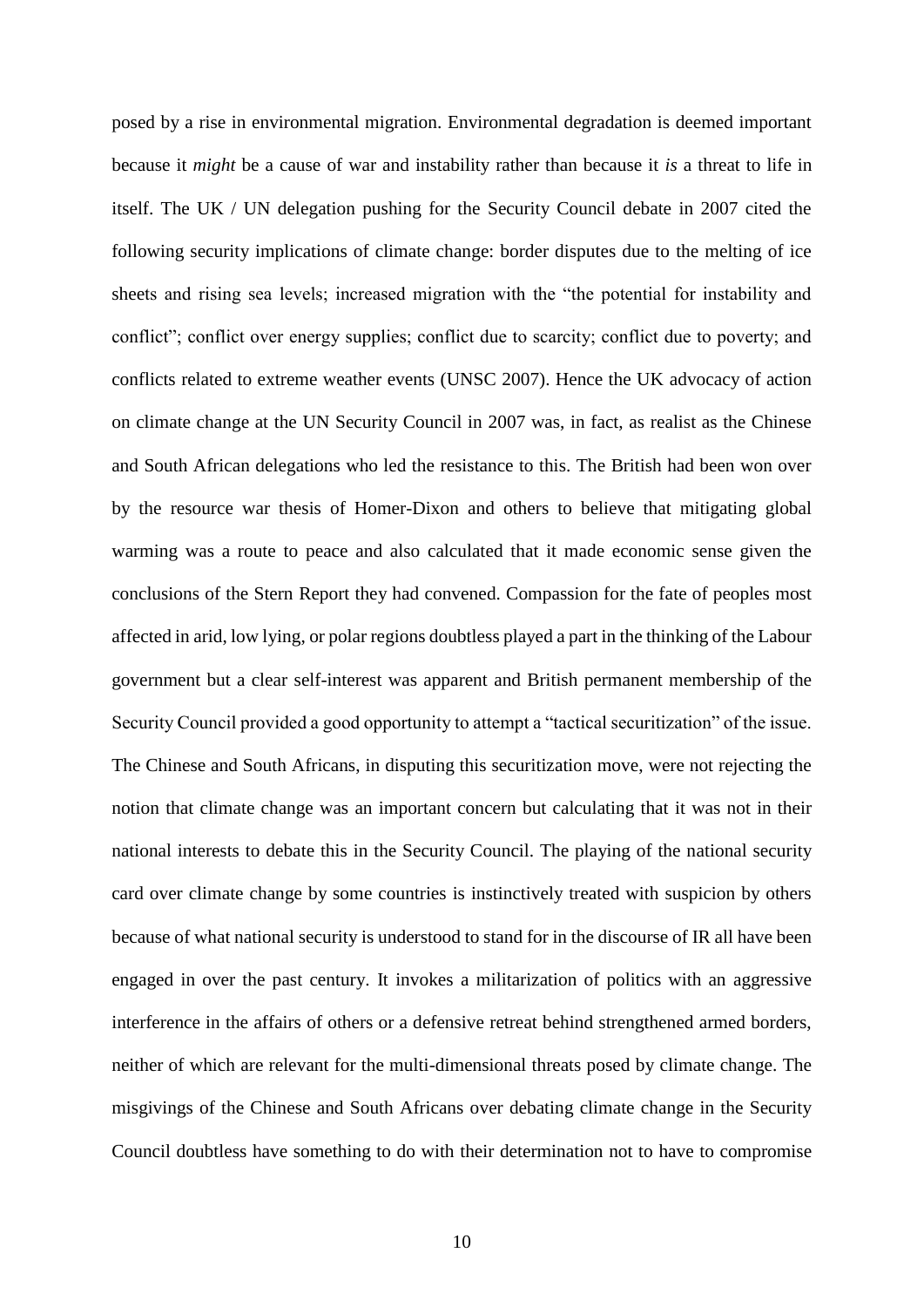posed by a rise in environmental migration. Environmental degradation is deemed important because it *might* be a cause of war and instability rather than because it *is* a threat to life in itself. The UK / UN delegation pushing for the Security Council debate in 2007 cited the following security implications of climate change: border disputes due to the melting of ice sheets and rising sea levels; increased migration with the "the potential for instability and conflict"; conflict over energy supplies; conflict due to scarcity; conflict due to poverty; and conflicts related to extreme weather events (UNSC 2007). Hence the UK advocacy of action on climate change at the UN Security Council in 2007 was, in fact, as realist as the Chinese and South African delegations who led the resistance to this. The British had been won over by the resource war thesis of Homer-Dixon and others to believe that mitigating global warming was a route to peace and also calculated that it made economic sense given the conclusions of the Stern Report they had convened. Compassion for the fate of peoples most affected in arid, low lying, or polar regions doubtless played a part in the thinking of the Labour government but a clear self-interest was apparent and British permanent membership of the Security Council provided a good opportunity to attempt a "tactical securitization" of the issue. The Chinese and South Africans, in disputing this securitization move, were not rejecting the notion that climate change was an important concern but calculating that it was not in their national interests to debate this in the Security Council. The playing of the national security card over climate change by some countries is instinctively treated with suspicion by others because of what national security is understood to stand for in the discourse of IR all have been engaged in over the past century. It invokes a militarization of politics with an aggressive interference in the affairs of others or a defensive retreat behind strengthened armed borders, neither of which are relevant for the multi-dimensional threats posed by climate change. The misgivings of the Chinese and South Africans over debating climate change in the Security Council doubtless have something to do with their determination not to have to compromise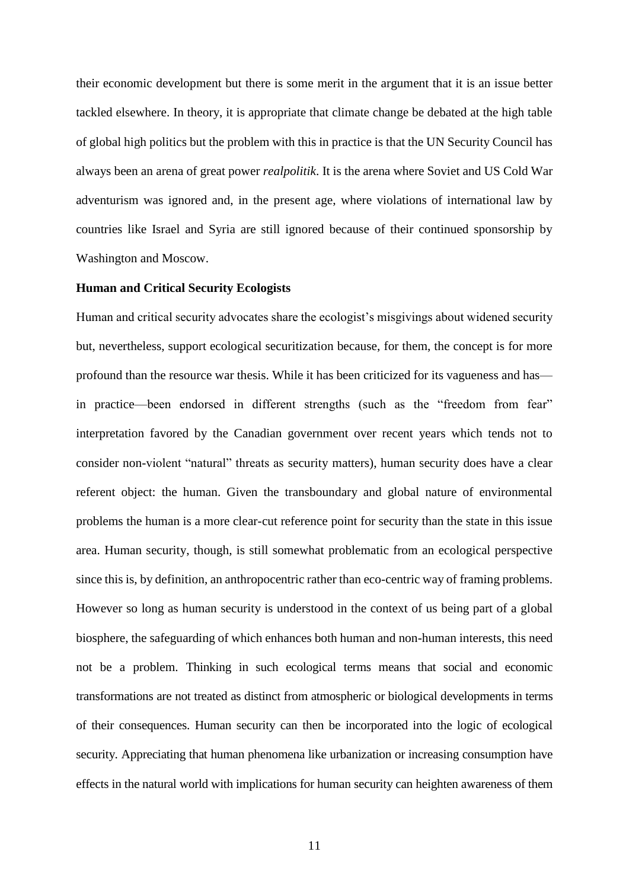their economic development but there is some merit in the argument that it is an issue better tackled elsewhere. In theory, it is appropriate that climate change be debated at the high table of global high politics but the problem with this in practice is that the UN Security Council has always been an arena of great power *realpolitik*. It is the arena where Soviet and US Cold War adventurism was ignored and, in the present age, where violations of international law by countries like Israel and Syria are still ignored because of their continued sponsorship by Washington and Moscow.

**Human and Critical Security Ecologists**

Human and critical security advocates share the ecologist's misgivings about widened security but, nevertheless, support ecological securitization because, for them, the concept is for more profound than the resource war thesis. While it has been criticized for its vagueness and has—in practice—been endorsed in different strengths (such as the "freedom from fear" interpretation favored by the Canadian government over recent years which tends not to consider non-violent "natural" threats as security matters), human security does have a clear referent object: the human. Given the transboundary and global nature of environmental problems the human is a more clear-cut reference point for security than the state in this issue area. Human security, though, is still somewhat problematic from an ecological perspective since this is, by definition, an anthropocentric rather than eco-centric way of framing problems. However so long as human security is understood in the context of us being part of a global biosphere, the safeguarding of which enhances both human and non-human interests, this need not be a problem. Thinking in such ecological terms means that social and economic transformations are not treated as distinct from atmospheric or biological developments in terms of their consequences. Human security can then be incorporated into the logic of ecological security. Appreciating that human phenomena like urbanization or increasing consumption have effects in the natural world with implications for human security can heighten awareness of them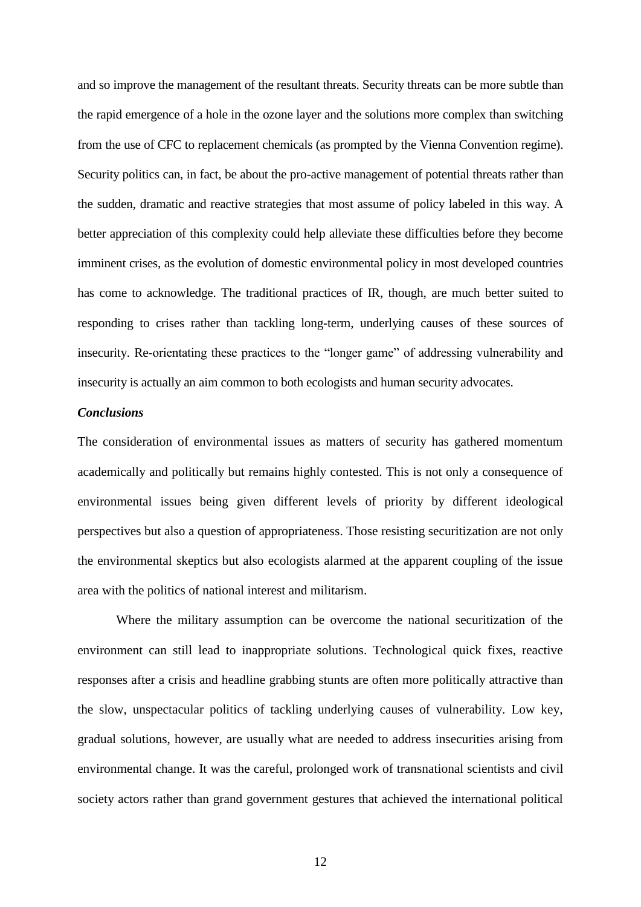and so improve the management of the resultant threats. Security threats can be more subtle than the rapid emergence of a hole in the ozone layer and the solutions more complex than switching from the use of CFC to replacement chemicals (as prompted by the Vienna Convention regime). Security politics can, in fact, be about the pro-active management of potential threats rather than the sudden, dramatic and reactive strategies that most assume of policy labeled in this way. A better appreciation of this complexity could help alleviate these difficulties before they become imminent crises, as the evolution of domestic environmental policy in most developed countries has come to acknowledge. The traditional practices of IR, though, are much better suited to responding to crises rather than tackling long-term, underlying causes of these sources of insecurity. Re-orientating these practices to the "longer game" of addressing vulnerability and insecurity is actually an aim common to both ecologists and human security advocates.

***Conclusions***

The consideration of environmental issues as matters of security has gathered momentum academically and politically but remains highly contested. This is not only a consequence of environmental issues being given different levels of priority by different ideological perspectives but also a question of appropriateness. Those resisting securitization are not only the environmental skeptics but also ecologists alarmed at the apparent coupling of the issue area with the politics of national interest and militarism.

Where the military assumption can be overcome the national securitization of the environment can still lead to inappropriate solutions. Technological quick fixes, reactive responses after a crisis and headline grabbing stunts are often more politically attractive than the slow, unspectacular politics of tackling underlying causes of vulnerability. Low key, gradual solutions, however, are usually what are needed to address insecurities arising from environmental change. It was the careful, prolonged work of transnational scientists and civil society actors rather than grand government gestures that achieved the international political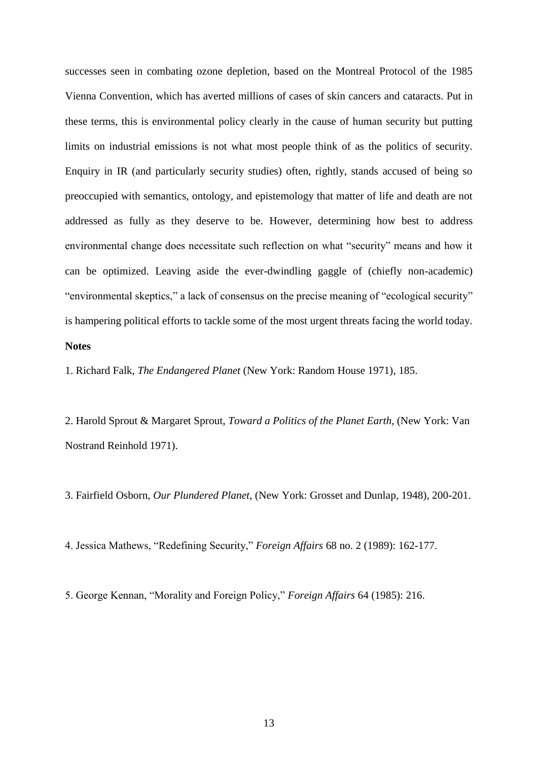successes seen in combating ozone depletion, based on the Montreal Protocol of the 1985 Vienna Convention, which has averted millions of cases of skin cancers and cataracts. Put in these terms, this is environmental policy clearly in the cause of human security but putting limits on industrial emissions is not what most people think of as the politics of security. Enquiry in IR (and particularly security studies) often, rightly, stands accused of being so preoccupied with semantics, ontology, and epistemology that matter of life and death are not addressed as fully as they deserve to be. However, determining how best to address environmental change does necessitate such reflection on what "security" means and how it can be optimized. Leaving aside the ever-dwindling gaggle of (chiefly non-academic) "environmental skeptics," a lack of consensus on the precise meaning of "ecological security" is hampering political efforts to tackle some of the most urgent threats facing the world today.

**Notes**

1. Richard Falk, *The Endangered Planet* (New York: Random House 1971), 185.

2. Harold Sprout & Margaret Sprout, *Toward a Politics of the Planet Earth,* (New York: Van Nostrand Reinhold 1971).

3. Fairfield Osborn, *Our Plundered Planet*, (New York: Grosset and Dunlap, 1948), 200-201.

4. Jessica Mathews, "Redefining Security," *Foreign Affairs* 68 no. 2 (1989): 162-177.

5. George Kennan, "Morality and Foreign Policy," *Foreign Affairs* 64 (1985): 216.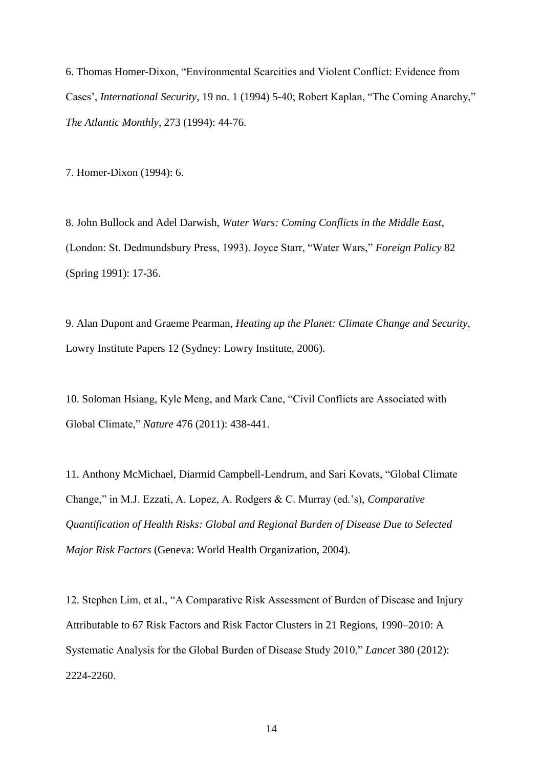6. Thomas Homer-Dixon, “Environmental Scarcities and Violent Conflict: Evidence from Cases’, *International Security*, 19 no. 1 (1994) 5-40; Robert Kaplan, “The Coming Anarchy,” *The Atlantic Monthly*, 273 (1994): 44-76.

7. Homer-Dixon (1994): 6.

8. John Bullock and Adel Darwish, *Water Wars: Coming Conflicts in the Middle East*, (London: St. Dedmundsbury Press, 1993). Joyce Starr, “Water Wars,” *Foreign Policy* 82 (Spring 1991): 17-36.

9. Alan Dupont and Graeme Pearman, *Heating up the Planet: Climate Change and Security*, Lowry Institute Papers 12 (Sydney: Lowry Institute, 2006).

10. Soloman Hsiang, Kyle Meng, and Mark Cane, “Civil Conflicts are Associated with Global Climate,” *Nature* 476 (2011): 438-441.

11. Anthony McMichael, Diarmid Campbell-Lendrum, and Sari Kovats, “Global Climate Change,” in M.J. Ezzati, A. Lopez, A. Rodgers & C. Murray (ed.’s), *Comparative Quantification of Health Risks: Global and Regional Burden of Disease Due to Selected Major Risk Factors* (Geneva: World Health Organization, 2004).

12. Stephen Lim, et al., “A Comparative Risk Assessment of Burden of Disease and Injury Attributable to 67 Risk Factors and Risk Factor Clusters in 21 Regions, 1990–2010: A Systematic Analysis for the Global Burden of Disease Study 2010,” *Lancet* 380 (2012): 2224-2260.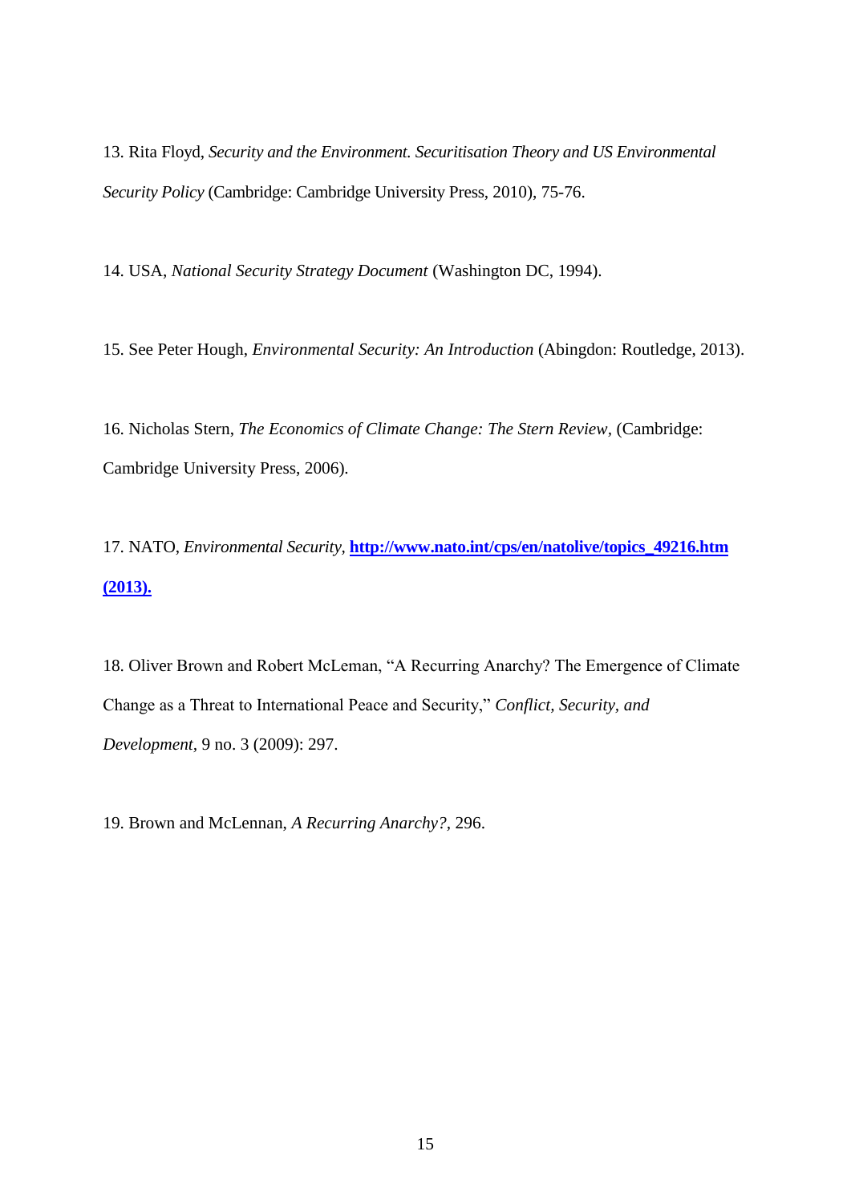13. Rita Floyd, *Security and the Environment. Securitisation Theory and US Environmental Security Policy* (Cambridge: Cambridge University Press, 2010), 75-76.

14. USA, *National Security Strategy Document* (Washington DC, 1994).

15. See Peter Hough, *Environmental Security: An Introduction* (Abingdon: Routledge, 2013).

16. Nicholas Stern, *The Economics of Climate Change: The Stern Review*, (Cambridge: Cambridge University Press, 2006).

17. NATO, *Environmental Security*, **[http://www.nato.int/cps/en/natolive/topics_49216.htm (2013).](http://www.nato.int/cps/en/natolive/topics_49216.htm)**

18. Oliver Brown and Robert McLeman, "A Recurring Anarchy? The Emergence of Climate Change as a Threat to International Peace and Security," *Conflict, Security, and Development*, 9 no. 3 (2009): 297.

19. Brown and McLennan, *A Recurring Anarchy?*, 296.